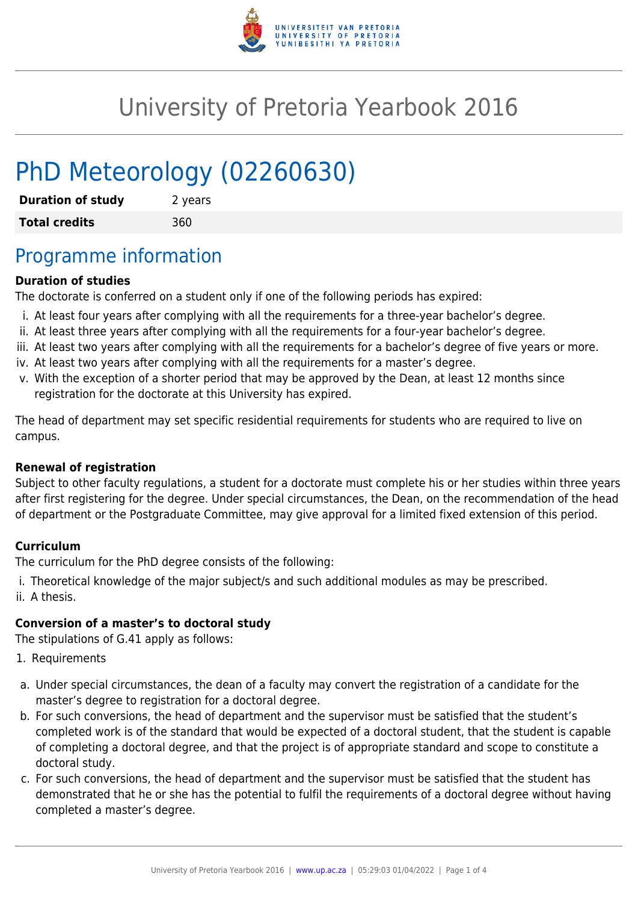# University of Pretoria Yearbook 2016

# PhD Meteorology (02260630)

| **Duration of study** | 2 years |
|---|---|
| **Total credits** | 360 |

## Programme information

**Duration of studies**

The doctorate is conferred on a student only if one of the following periods has expired:

i. At least four years after complying with all the requirements for a three-year bachelor's degree.
ii. At least three years after complying with all the requirements for a four-year bachelor's degree.
iii. At least two years after complying with all the requirements for a bachelor's degree of five years or more.
iv. At least two years after complying with all the requirements for a master's degree.
v. With the exception of a shorter period that may be approved by the Dean, at least 12 months since registration for the doctorate at this University has expired.

The head of department may set specific residential requirements for students who are required to live on campus.

**Renewal of registration**

Subject to other faculty regulations, a student for a doctorate must complete his or her studies within three years after first registering for the degree. Under special circumstances, the Dean, on the recommendation of the head of department or the Postgraduate Committee, may give approval for a limited fixed extension of this period.

**Curriculum**

The curriculum for the PhD degree consists of the following:

i. Theoretical knowledge of the major subject/s and such additional modules as may be prescribed.
ii. A thesis.

**Conversion of a master's to doctoral study**

The stipulations of G.41 apply as follows:

1. Requirements

a. Under special circumstances, the dean of a faculty may convert the registration of a candidate for the master's degree to registration for a doctoral degree.
b. For such conversions, the head of department and the supervisor must be satisfied that the student's completed work is of the standard that would be expected of a doctoral student, that the student is capable of completing a doctoral degree, and that the project is of appropriate standard and scope to constitute a doctoral study.
c. For such conversions, the head of department and the supervisor must be satisfied that the student has demonstrated that he or she has the potential to fulfil the requirements of a doctoral degree without having completed a master's degree.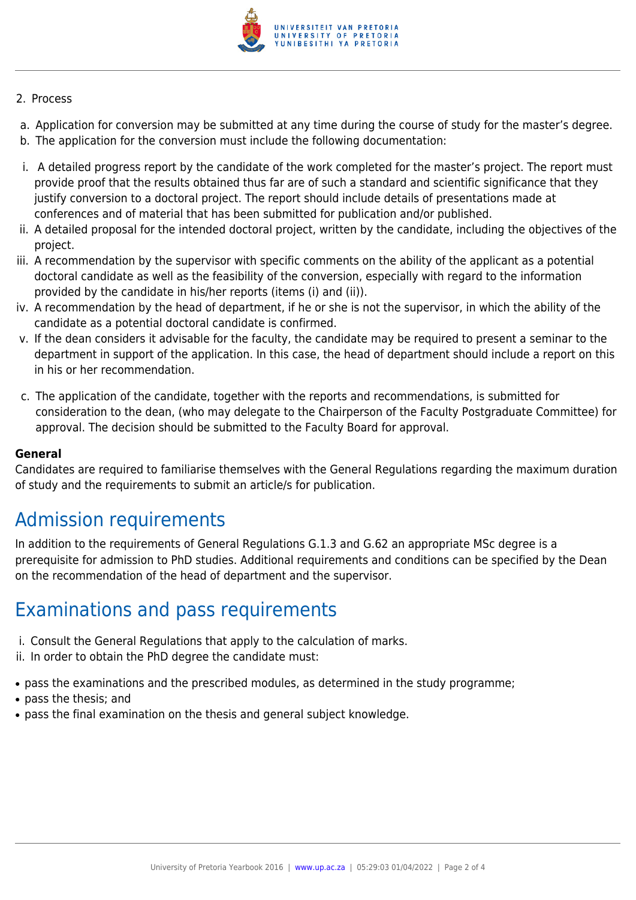2. Process

a. Application for conversion may be submitted at any time during the course of study for the master's degree.
b. The application for the conversion must include the following documentation:

i. A detailed progress report by the candidate of the work completed for the master's project. The report must provide proof that the results obtained thus far are of such a standard and scientific significance that they justify conversion to a doctoral project. The report should include details of presentations made at conferences and of material that has been submitted for publication and/or published.
ii. A detailed proposal for the intended doctoral project, written by the candidate, including the objectives of the project.
iii. A recommendation by the supervisor with specific comments on the ability of the applicant as a potential doctoral candidate as well as the feasibility of the conversion, especially with regard to the information provided by the candidate in his/her reports (items (i) and (ii)).
iv. A recommendation by the head of department, if he or she is not the supervisor, in which the ability of the candidate as a potential doctoral candidate is confirmed.
v. If the dean considers it advisable for the faculty, the candidate may be required to present a seminar to the department in support of the application. In this case, the head of department should include a report on this in his or her recommendation.

c. The application of the candidate, together with the reports and recommendations, is submitted for consideration to the dean, (who may delegate to the Chairperson of the Faculty Postgraduate Committee) for approval. The decision should be submitted to the Faculty Board for approval.

**General**
Candidates are required to familiarise themselves with the General Regulations regarding the maximum duration of study and the requirements to submit an article/s for publication.

# Admission requirements

In addition to the requirements of General Regulations G.1.3 and G.62 an appropriate MSc degree is a prerequisite for admission to PhD studies. Additional requirements and conditions can be specified by the Dean on the recommendation of the head of department and the supervisor.

# Examinations and pass requirements

i. Consult the General Regulations that apply to the calculation of marks.
ii. In order to obtain the PhD degree the candidate must:

- pass the examinations and the prescribed modules, as determined in the study programme;
- pass the thesis; and
- pass the final examination on the thesis and general subject knowledge.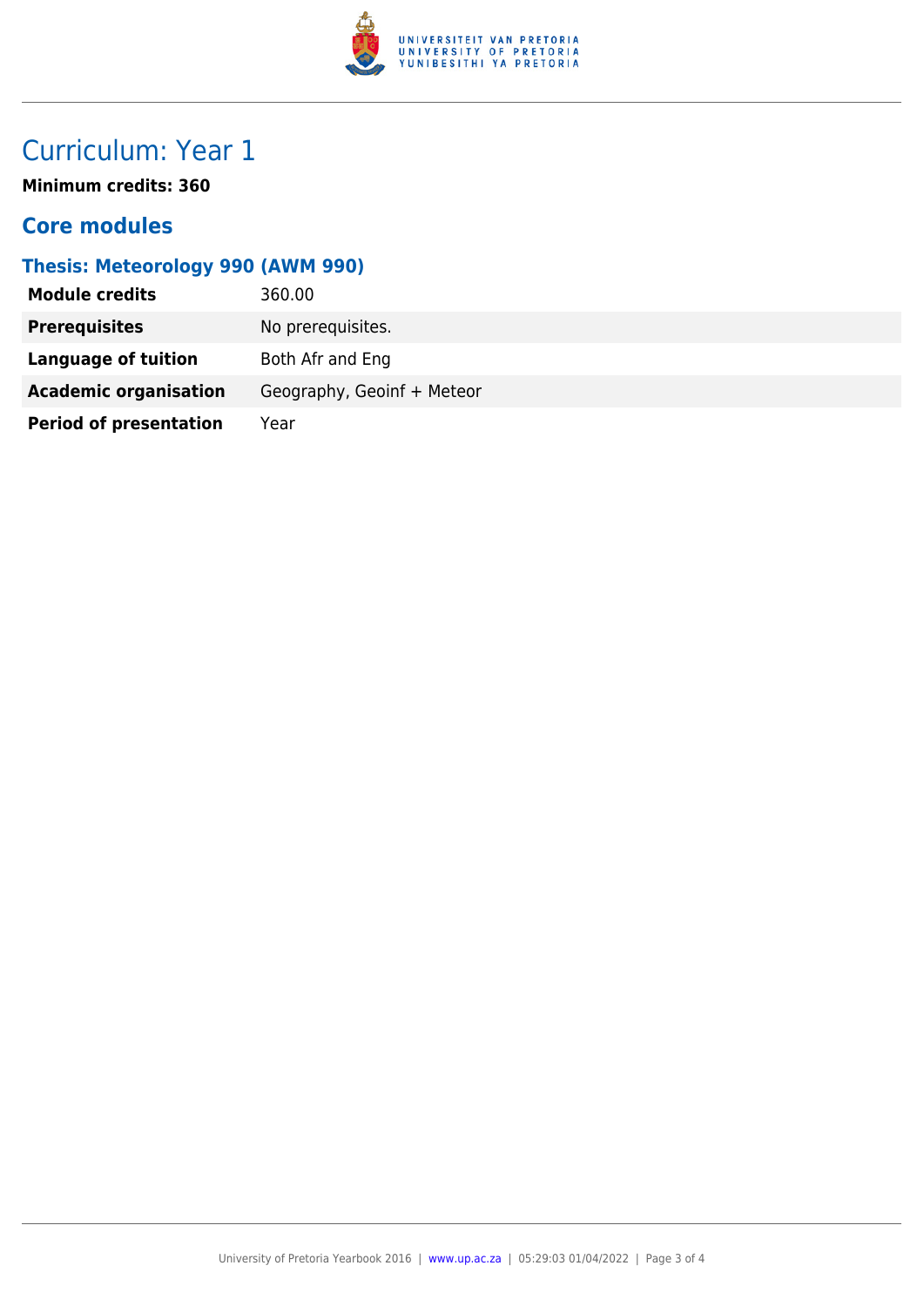# Curriculum: Year 1

**Minimum credits: 360**

## Core modules

### Thesis: Meteorology 990 (AWM 990)

| | |
|---|---|
| **Module credits** | 360.00 |
| **Prerequisites** | No prerequisites. |
| **Language of tuition** | Both Afr and Eng |
| **Academic organisation** | Geography, Geoinf + Meteor |
| **Period of presentation** | Year |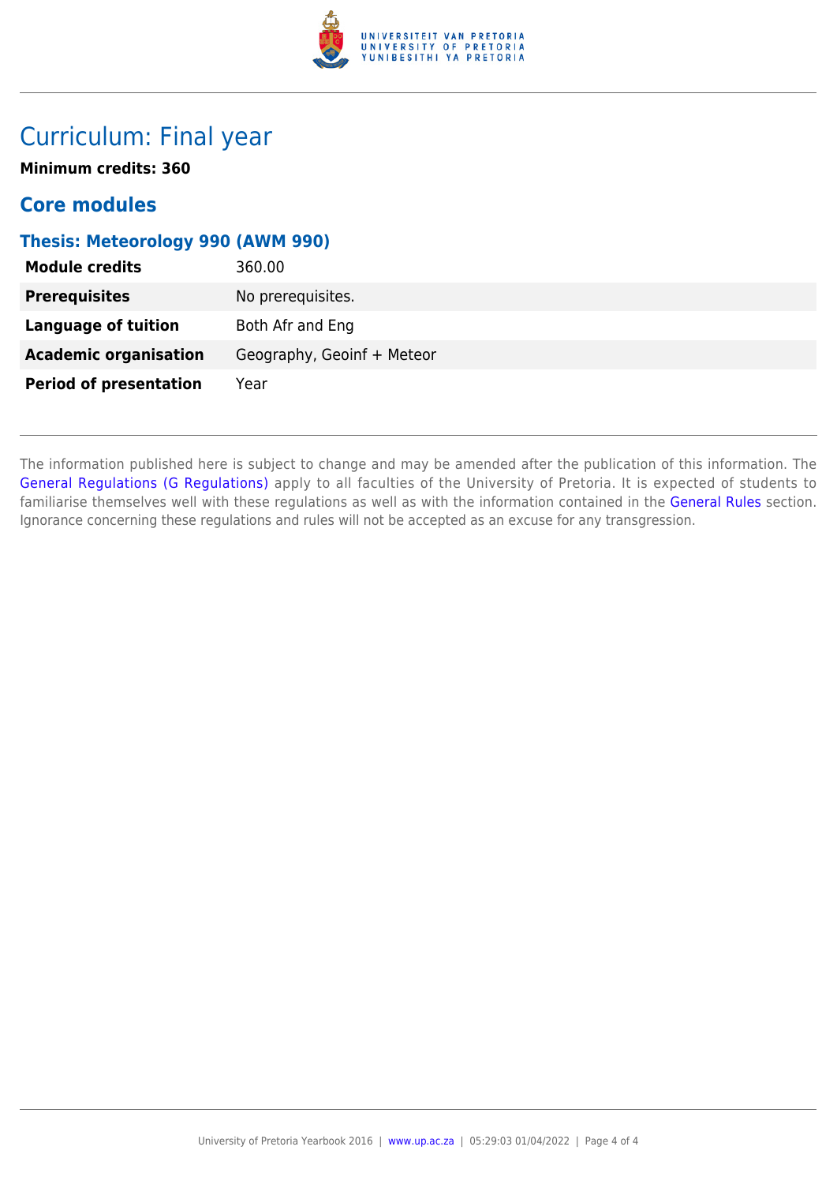# Curriculum: Final year

**Minimum credits: 360**

## Core modules

### Thesis: Meteorology 990 (AWM 990)

| | |
|---|---|
| **Module credits** | 360.00 |
| **Prerequisites** | No prerequisites. |
| **Language of tuition** | Both Afr and Eng |
| **Academic organisation** | Geography, Geoinf + Meteor |
| **Period of presentation** | Year |

The information published here is subject to change and may be amended after the publication of this information. The General Regulations (G Regulations) apply to all faculties of the University of Pretoria. It is expected of students to familiarise themselves well with these regulations as well as with the information contained in the General Rules section. Ignorance concerning these regulations and rules will not be accepted as an excuse for any transgression.